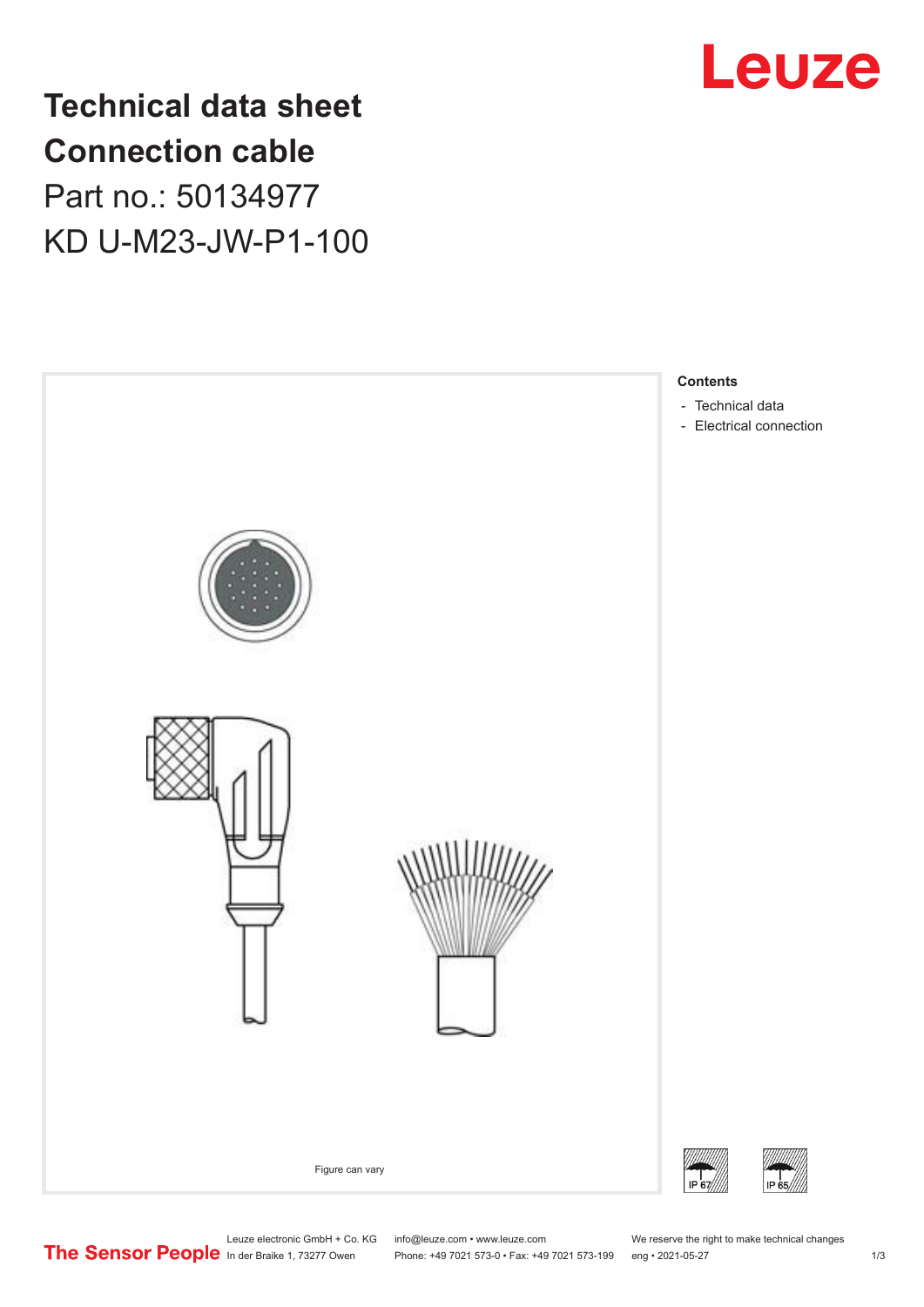# Technical data sheet
# Connection cable
## Part no.: 50134977
## KD U-M23-JW-P1-100

Figure can vary

**Contents**

- Technical data
- Electrical connection

IP 67 IP 65

Leuze electronic GmbH + Co. KG
In der Braike 1, 73277 Owen

info@leuze.com • www.leuze.com
Phone: +49 7021 573-0 • Fax: +49 7021 573-199

We reserve the right to make technical changes
eng • 2021-05-27

The Sensor People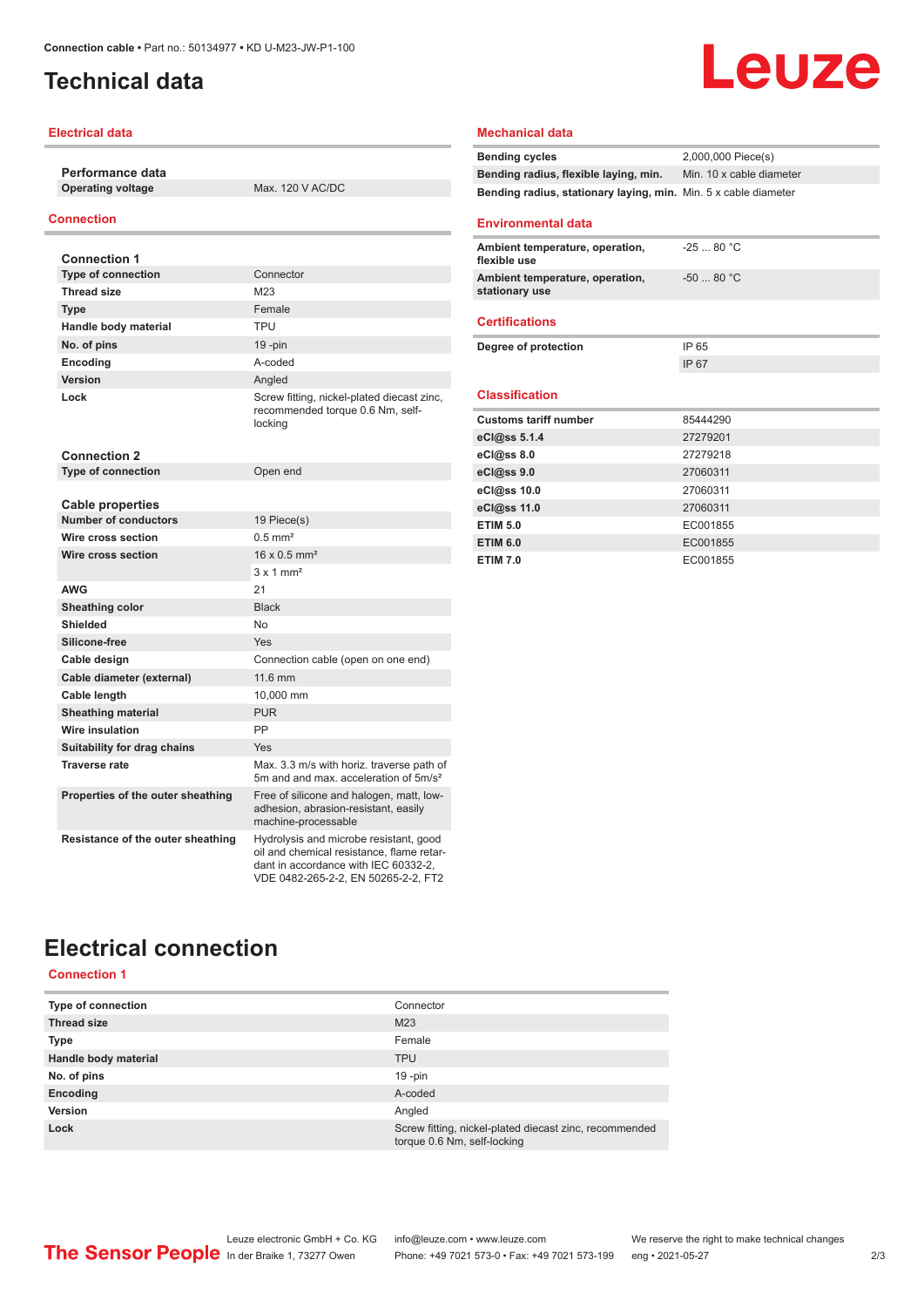# Technical data

## Electrical data

### Performance data

| | |
|---|---|
| **Operating voltage** | Max. 120 V AC/DC |

## Connection

### Connection 1

| | |
|---|---|
| **Type of connection** | Connector |
| **Thread size** | M23 |
| **Type** | Female |
| **Handle body material** | TPU |
| **No. of pins** | 19 -pin |
| **Encoding** | A-coded |
| **Version** | Angled |
| **Lock** | Screw fitting, nickel-plated diecast zinc, recommended torque 0.6 Nm, self-locking |

### Connection 2

| | |
|---|---|
| **Type of connection** | Open end |

### Cable properties

| | |
|---|---|
| **Number of conductors** | 19 Piece(s) |
| **Wire cross section** | 0.5 mm² |
| **Wire cross section** | 16 x 0.5 mm² |
| | 3 x 1 mm² |
| **AWG** | 21 |
| **Sheathing color** | Black |
| **Shielded** | No |
| **Silicone-free** | Yes |
| **Cable design** | Connection cable (open on one end) |
| **Cable diameter (external)** | 11.6 mm |
| **Cable length** | 10,000 mm |
| **Sheathing material** | PUR |
| **Wire insulation** | PP |
| **Suitability for drag chains** | Yes |
| **Traverse rate** | Max. 3.3 m/s with horiz. traverse path of 5m and and max. acceleration of 5m/s² |
| **Properties of the outer sheathing** | Free of silicone and halogen, matt, low-adhesion, abrasion-resistant, easily machine-processable |
| **Resistance of the outer sheathing** | Hydrolysis and microbe resistant, good oil and chemical resistance, flame retardant in accordance with IEC 60332-2, VDE 0482-265-2-2, EN 50265-2-2, FT2 |

## Mechanical data

| | |
|---|---|
| **Bending cycles** | 2,000,000 Piece(s) |
| **Bending radius, flexible laying, min.** | Min. 10 x cable diameter |
| **Bending radius, stationary laying, min.** | Min. 5 x cable diameter |

## Environmental data

| | |
|---|---|
| **Ambient temperature, operation, flexible use** | -25 ... 80 °C |
| **Ambient temperature, operation, stationary use** | -50 ... 80 °C |

## Certifications

| | |
|---|---|
| **Degree of protection** | IP 65 |
| | IP 67 |

## Classification

| | |
|---|---|
| **Customs tariff number** | 85444290 |
| **eCl@ss 5.1.4** | 27279201 |
| **eCl@ss 8.0** | 27279218 |
| **eCl@ss 9.0** | 27060311 |
| **eCl@ss 10.0** | 27060311 |
| **eCl@ss 11.0** | 27060311 |
| **ETIM 5.0** | EC001855 |
| **ETIM 6.0** | EC001855 |
| **ETIM 7.0** | EC001855 |

# Electrical connection

## Connection 1

| | |
|---|---|
| **Type of connection** | Connector |
| **Thread size** | M23 |
| **Type** | Female |
| **Handle body material** | TPU |
| **No. of pins** | 19 -pin |
| **Encoding** | A-coded |
| **Version** | Angled |
| **Lock** | Screw fitting, nickel-plated diecast zinc, recommended torque 0.6 Nm, self-locking |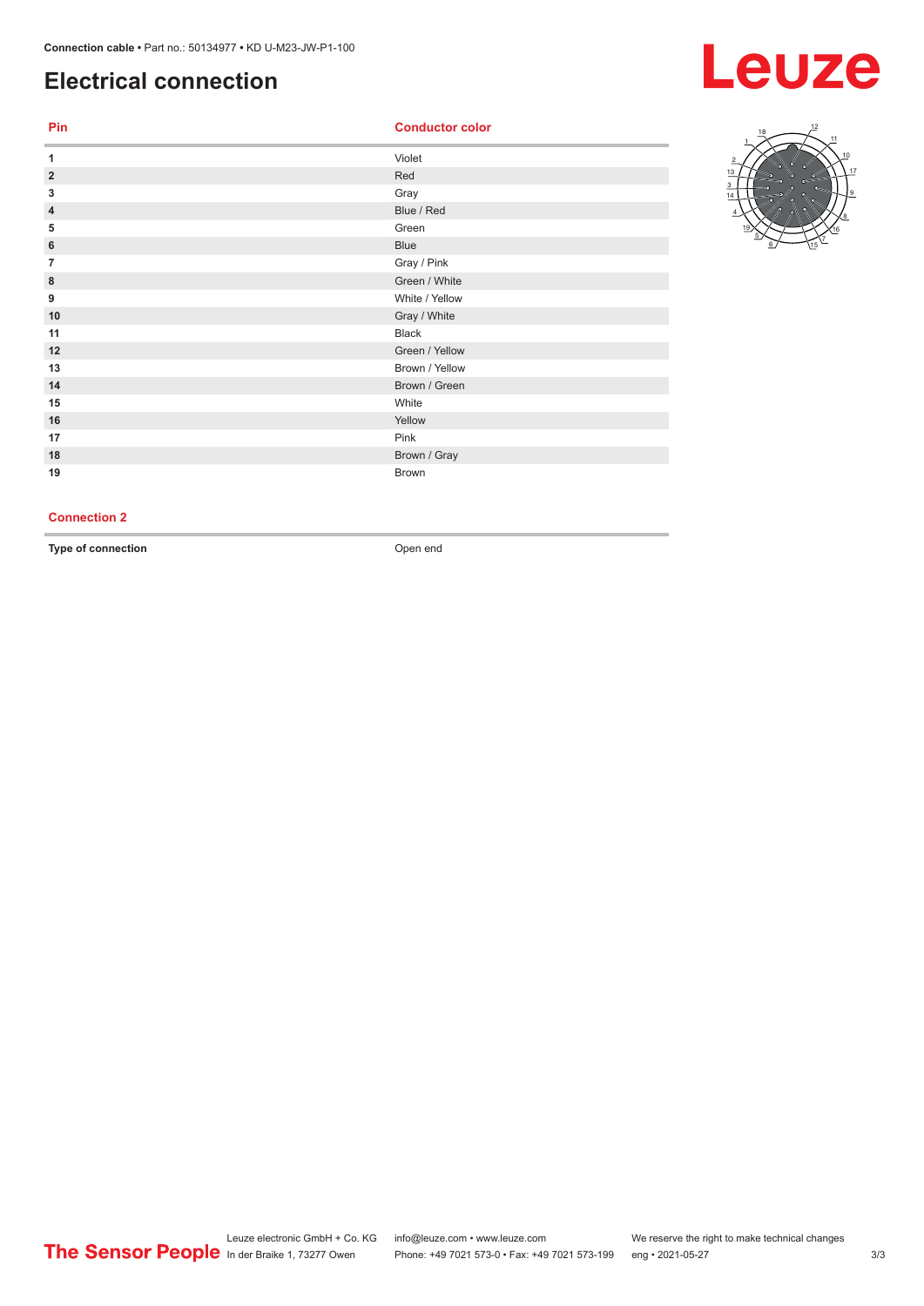## Electrical connection

| Pin | Conductor color |
|---|---|
| 1 | Violet |
| 2 | Red |
| 3 | Gray |
| 4 | Blue / Red |
| 5 | Green |
| 6 | Blue |
| 7 | Gray / Pink |
| 8 | Green / White |
| 9 | White / Yellow |
| 10 | Gray / White |
| 11 | Black |
| 12 | Green / Yellow |
| 13 | Brown / Yellow |
| 14 | Brown / Green |
| 15 | White |
| 16 | Yellow |
| 17 | Pink |
| 18 | Brown / Gray |
| 19 | Brown |

18
12
1
11
10
2
17
13
3
9
14
4
8
19
16
5
7
6
15

### Connection 2

| | |
|---|---|
| **Type of connection** | Open end |